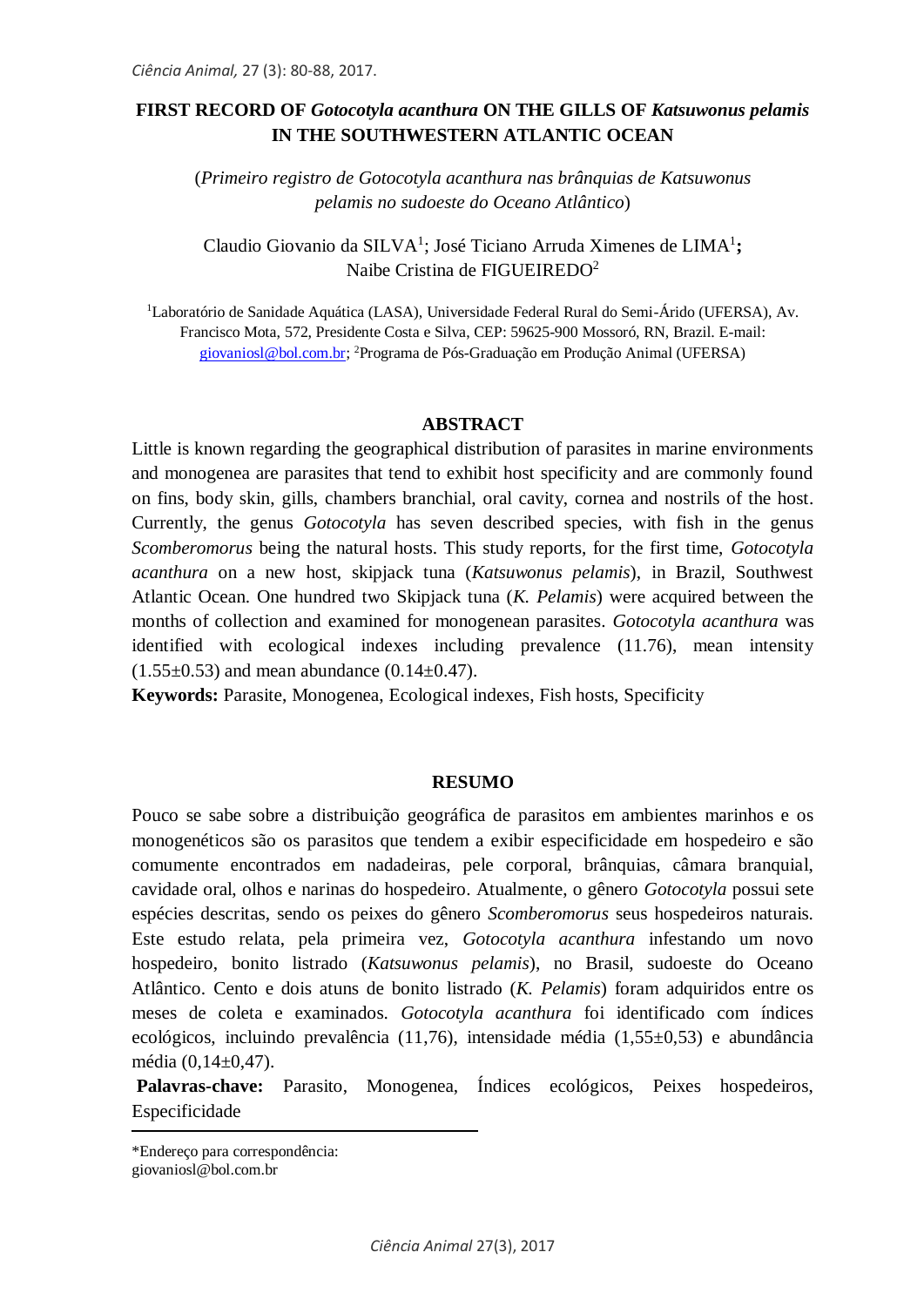# FIRST RECORD OF *Gotocotyla acanthura* ON THE GILLS OF *Katsuwonus pelamis* IN THE SOUTHWESTERN ATLANTIC OCEAN

(*Primeiro registro de Gotocotyla acanthura nas brânquias de Katsuwonus pelamis no sudoeste do Oceano Atlântico*)

Claudio Giovanio da SILVA[1]; José Ticiano Arruda Ximenes de LIMA[1]; Naibe Cristina de FIGUEIREDO[2]

[1]Laboratório de Sanidade Aquática (LASA), Universidade Federal Rural do Semi-Árido (UFERSA), Av. Francisco Mota, 572, Presidente Costa e Silva, CEP: 59625-900 Mossoró, RN, Brazil. E-mail: giovaniosl@bol.com.br; [2]Programa de Pós-Graduação em Produção Animal (UFERSA)

## ABSTRACT

Little is known regarding the geographical distribution of parasites in marine environments and monogenea are parasites that tend to exhibit host specificity and are commonly found on fins, body skin, gills, chambers branchial, oral cavity, cornea and nostrils of the host. Currently, the genus *Gotocotyla* has seven described species, with fish in the genus *Scomberomorus* being the natural hosts. This study reports, for the first time, *Gotocotyla acanthura* on a new host, skipjack tuna (*Katsuwonus pelamis*), in Brazil, Southwest Atlantic Ocean. One hundred two Skipjack tuna (*K. Pelamis*) were acquired between the months of collection and examined for monogenean parasites. *Gotocotyla acanthura* was identified with ecological indexes including prevalence (11.76), mean intensity (1.55±0.53) and mean abundance (0.14±0.47).

**Keywords:** Parasite, Monogenea, Ecological indexes, Fish hosts, Specificity

## RESUMO

Pouco se sabe sobre a distribuição geográfica de parasitos em ambientes marinhos e os monogenéticos são os parasitos que tendem a exibir especificidade em hospedeiro e são comumente encontrados em nadadeiras, pele corporal, brânquias, câmara branquial, cavidade oral, olhos e narinas do hospedeiro. Atualmente, o gênero *Gotocotyla* possui sete espécies descritas, sendo os peixes do gênero *Scomberomorus* seus hospedeiros naturais. Este estudo relata, pela primeira vez, *Gotocotyla acanthura* infestando um novo hospedeiro, bonito listrado (*Katsuwonus pelamis*), no Brasil, sudoeste do Oceano Atlântico. Cento e dois atuns de bonito listrado (*K. Pelamis*) foram adquiridos entre os meses de coleta e examinados. *Gotocotyla acanthura* foi identificado com índices ecológicos, incluindo prevalência (11,76), intensidade média (1,55±0,53) e abundância média (0,14±0,47).

**Palavras-chave:** Parasito, Monogenea, Índices ecológicos, Peixes hospedeiros, Especificidade

*Endereço para correspondência:
giovaniosl@bol.com.br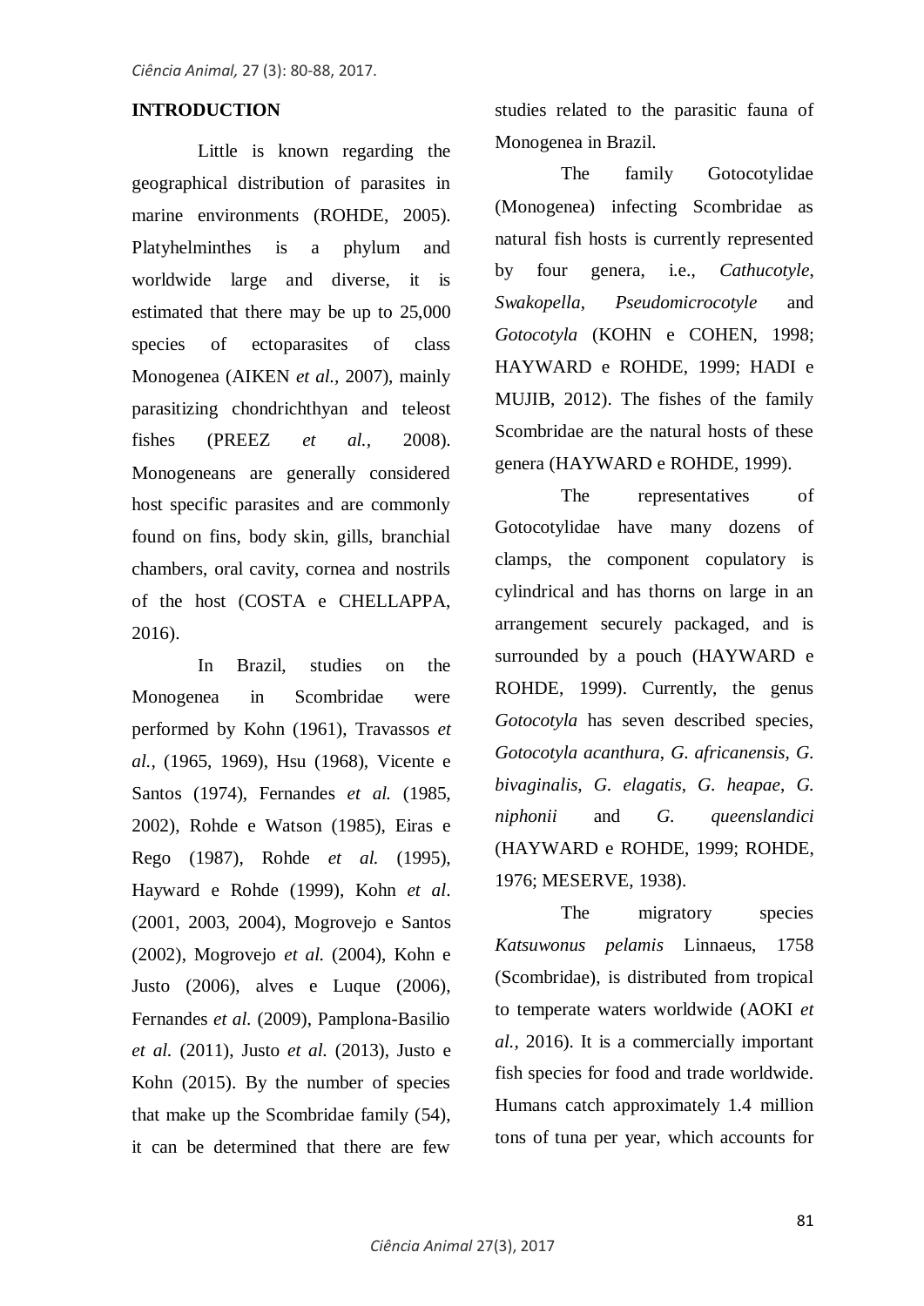## INTRODUCTION

Little is known regarding the geographical distribution of parasites in marine environments (ROHDE, 2005). Platyhelminthes is a phylum and worldwide large and diverse, it is estimated that there may be up to 25,000 species of ectoparasites of class Monogenea (AIKEN *et al.*, 2007), mainly parasitizing chondrichthyan and teleost fishes (PREEZ *et al.*, 2008). Monogeneans are generally considered host specific parasites and are commonly found on fins, body skin, gills, branchial chambers, oral cavity, cornea and nostrils of the host (COSTA e CHELLAPPA, 2016).

In Brazil, studies on the Monogenea in Scombridae were performed by Kohn (1961), Travassos *et al.*, (1965, 1969), Hsu (1968), Vicente e Santos (1974), Fernandes *et al.* (1985, 2002), Rohde e Watson (1985), Eiras e Rego (1987), Rohde *et al.* (1995), Hayward e Rohde (1999), Kohn *et al*. (2001, 2003, 2004), Mogrovejo e Santos (2002), Mogrovejo *et al.* (2004), Kohn e Justo (2006), alves e Luque (2006), Fernandes *et al.* (2009), Pamplona-Basilio *et al.* (2011), Justo *et al.* (2013), Justo e Kohn (2015). By the number of species that make up the Scombridae family (54), it can be determined that there are few studies related to the parasitic fauna of Monogenea in Brazil.

The family Gotocotylidae (Monogenea) infecting Scombridae as natural fish hosts is currently represented by four genera, i.e., *Cathucotyle*, *Swakopella*, *Pseudomicrocotyle* and *Gotocotyla* (KOHN e COHEN, 1998; HAYWARD e ROHDE, 1999; HADI e MUJIB, 2012). The fishes of the family Scombridae are the natural hosts of these genera (HAYWARD e ROHDE, 1999).

The representatives of Gotocotylidae have many dozens of clamps, the component copulatory is cylindrical and has thorns on large in an arrangement securely packaged, and is surrounded by a pouch (HAYWARD e ROHDE, 1999). Currently, the genus *Gotocotyla* has seven described species, *Gotocotyla acanthura*, *G. africanensis*, *G. bivaginalis*, *G. elagatis*, *G. heapae*, *G. niphonii* and *G. queenslandici* (HAYWARD e ROHDE, 1999; ROHDE, 1976; MESERVE, 1938).

The migratory species *Katsuwonus pelamis* Linnaeus, 1758 (Scombridae), is distributed from tropical to temperate waters worldwide (AOKI *et al.*, 2016). It is a commercially important fish species for food and trade worldwide. Humans catch approximately 1.4 million tons of tuna per year, which accounts for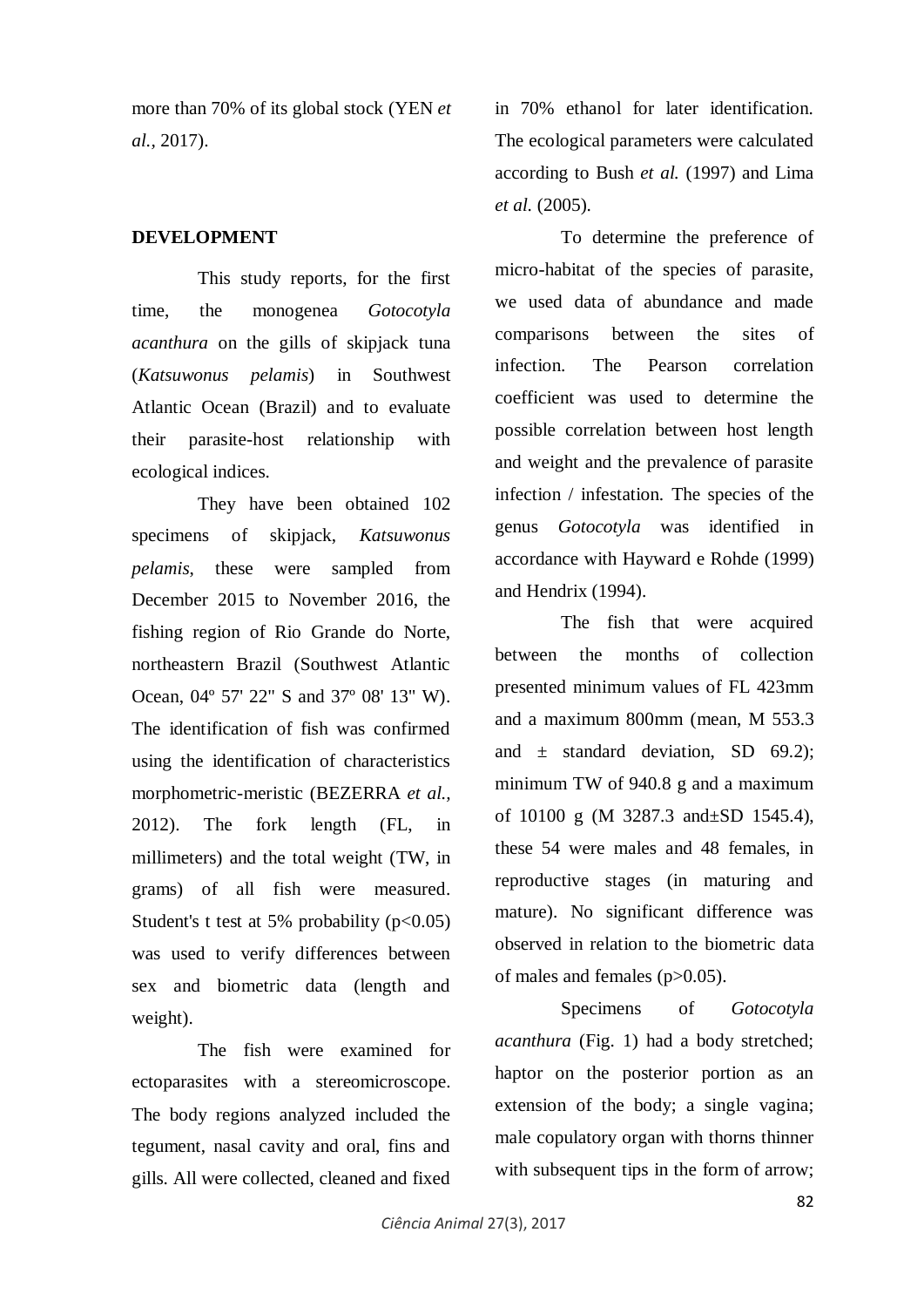more than 70% of its global stock (YEN *et al.*, 2017).

## DEVELOPMENT

This study reports, for the first time, the monogenea *Gotocotyla acanthura* on the gills of skipjack tuna (*Katsuwonus pelamis*) in Southwest Atlantic Ocean (Brazil) and to evaluate their parasite-host relationship with ecological indices.

They have been obtained 102 specimens of skipjack, *Katsuwonus pelamis*, these were sampled from December 2015 to November 2016, the fishing region of Rio Grande do Norte, northeastern Brazil (Southwest Atlantic Ocean, 04º 57' 22" S and 37º 08' 13" W). The identification of fish was confirmed using the identification of characteristics morphometric-meristic (BEZERRA *et al.*, 2012). The fork length (FL, in millimeters) and the total weight (TW, in grams) of all fish were measured. Student's t test at 5% probability ($p<0.05$) was used to verify differences between sex and biometric data (length and weight).

The fish were examined for ectoparasites with a stereomicroscope. The body regions analyzed included the tegument, nasal cavity and oral, fins and gills. All were collected, cleaned and fixed in 70% ethanol for later identification. The ecological parameters were calculated according to Bush *et al.* (1997) and Lima *et al.* (2005).

To determine the preference of micro-habitat of the species of parasite, we used data of abundance and made comparisons between the sites of infection. The Pearson correlation coefficient was used to determine the possible correlation between host length and weight and the prevalence of parasite infection / infestation. The species of the genus *Gotocotyla* was identified in accordance with Hayward e Rohde (1999) and Hendrix (1994).

The fish that were acquired between the months of collection presented minimum values of FL 423mm and a maximum 800mm (mean, M 553.3 and ± standard deviation, SD 69.2); minimum TW of 940.8 g and a maximum of 10100 g (M 3287.3 and±SD 1545.4), these 54 were males and 48 females, in reproductive stages (in maturing and mature). No significant difference was observed in relation to the biometric data of males and females ($p>0.05$).

Specimens of *Gotocotyla acanthura* (Fig. 1) had a body stretched; haptor on the posterior portion as an extension of the body; a single vagina; male copulatory organ with thorns thinner with subsequent tips in the form of arrow;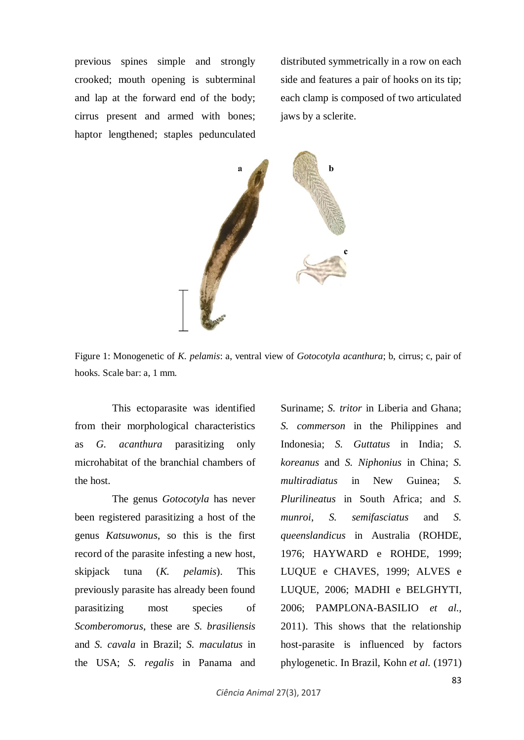previous spines simple and strongly crooked; mouth opening is subterminal and lap at the forward end of the body; cirrus present and armed with bones; haptor lengthened; staples pedunculated distributed symmetrically in a row on each side and features a pair of hooks on its tip; each clamp is composed of two articulated jaws by a sclerite.

Figure 1: Monogenetic of *K. pelamis*: a, ventral view of *Gotocotyla acanthura*; b, cirrus; c, pair of hooks. Scale bar: a, 1 mm.

This ectoparasite was identified from their morphological characteristics as *G. acanthura* parasitizing only microhabitat of the branchial chambers of the host.

The genus *Gotocotyla* has never been registered parasitizing a host of the genus *Katsuwonus*, so this is the first record of the parasite infesting a new host, skipjack tuna (*K. pelamis*). This previously parasite has already been found parasitizing most species of *Scomberomorus*, these are *S. brasiliensis* and *S. cavala* in Brazil; *S. maculatus* in the USA; *S. regalis* in Panama and Suriname; *S. tritor* in Liberia and Ghana; *S. commerson* in the Philippines and Indonesia; *S. Guttatus* in India; *S. koreanus* and *S. Niphonius* in China; *S. multiradiatus* in New Guinea; *S. Plurilineatus* in South Africa; and *S. munroi*, *S. semifasciatus* and *S. queenslandicus* in Australia (ROHDE, 1976; HAYWARD e ROHDE, 1999; LUQUE e CHAVES, 1999; ALVES e LUQUE, 2006; MADHI e BELGHYTI, 2006; PAMPLONA-BASILIO *et al.,* 2011). This shows that the relationship host-parasite is influenced by factors phylogenetic. In Brazil, Kohn *et al.* (1971)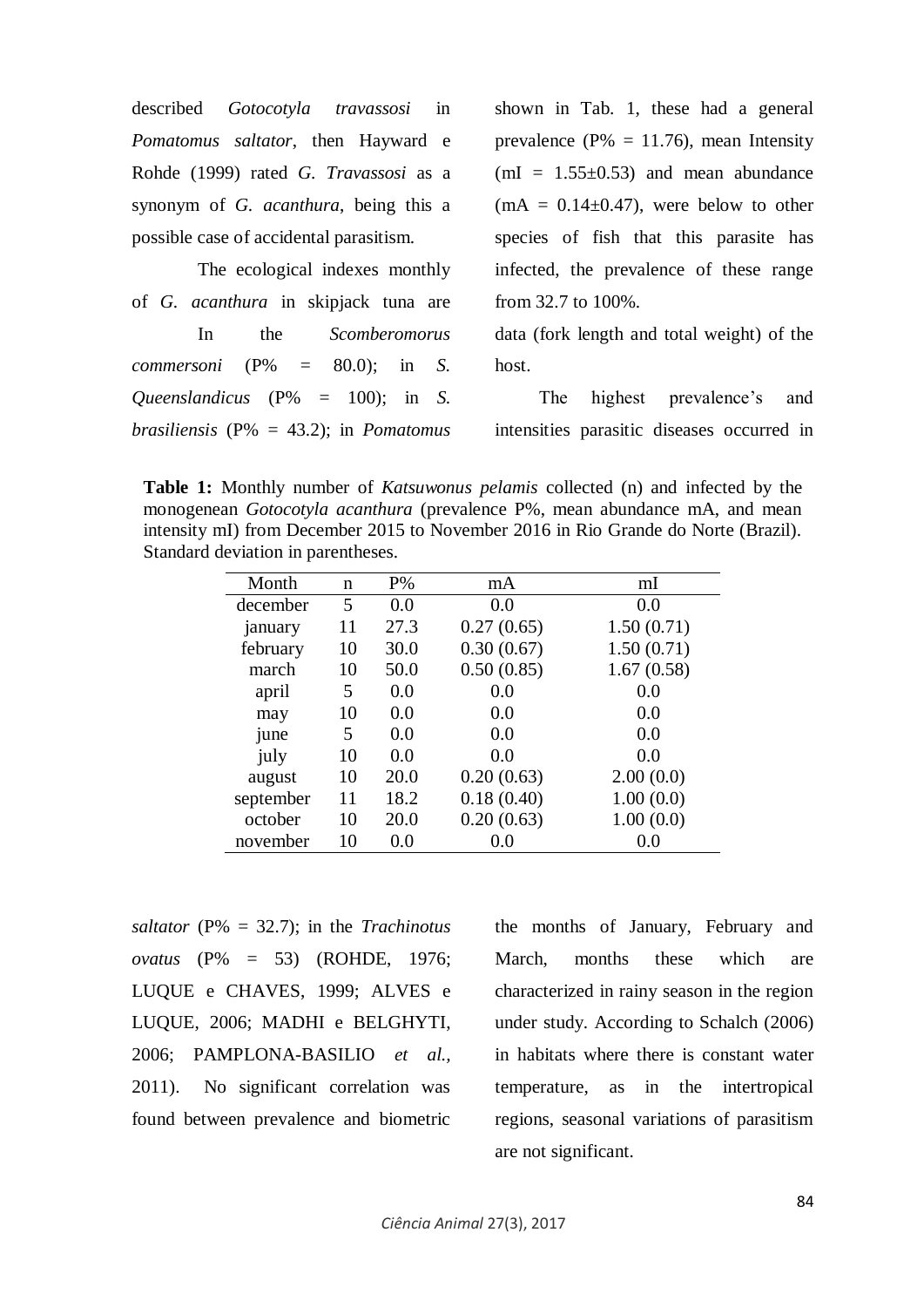described *Gotocotyla travassosi* in *Pomatomus saltator*, then Hayward e Rohde (1999) rated *G. Travassosi* as a synonym of *G. acanthura*, being this a possible case of accidental parasitism.

The ecological indexes monthly of *G. acanthura* in skipjack tuna are shown in Tab. 1, these had a general prevalence (P% = 11.76), mean Intensity (mI = 1.55±0.53) and mean abundance (mA = 0.14±0.47), were below to other species of fish that this parasite has infected, the prevalence of these range from 32.7 to 100%.

In the *Scomberomorus commersoni* (P% = 80.0); in *S. Queenslandicus* (P% = 100); in *S. brasiliensis* (P% = 43.2); in *Pomatomus saltator* (P% = 32.7); in the *Trachinotus ovatus* (P% = 53) (ROHDE, 1976; LUQUE e CHAVES, 1999; ALVES e LUQUE, 2006; MADHI e BELGHYTI, 2006; PAMPLONA-BASILIO *et al.*, 2011). No significant correlation was found between prevalence and biometric data (fork length and total weight) of the host.

**Table 1:** Monthly number of *Katsuwonus pelamis* collected (n) and infected by the monogenean *Gotocotyla acanthura* (prevalence P%, mean abundance mA, and mean intensity mI) from December 2015 to November 2016 in Rio Grande do Norte (Brazil). Standard deviation in parentheses.

| Month | n | P% | mA | mI |
|---|---|---|---|---|
| december | 5 | 0.0 | 0.0 | 0.0 |
| january | 11 | 27.3 | 0.27 (0.65) | 1.50 (0.71) |
| february | 10 | 30.0 | 0.30 (0.67) | 1.50 (0.71) |
| march | 10 | 50.0 | 0.50 (0.85) | 1.67 (0.58) |
| april | 5 | 0.0 | 0.0 | 0.0 |
| may | 10 | 0.0 | 0.0 | 0.0 |
| june | 5 | 0.0 | 0.0 | 0.0 |
| july | 10 | 0.0 | 0.0 | 0.0 |
| august | 10 | 20.0 | 0.20 (0.63) | 2.00 (0.0) |
| september | 11 | 18.2 | 0.18 (0.40) | 1.00 (0.0) |
| october | 10 | 20.0 | 0.20 (0.63) | 1.00 (0.0) |
| november | 10 | 0.0 | 0.0 | 0.0 |

The highest prevalence's and intensities parasitic diseases occurred in the months of January, February and March, months these which are characterized in rainy season in the region under study. According to Schalch (2006) in habitats where there is constant water temperature, as in the intertropical regions, seasonal variations of parasitism are not significant.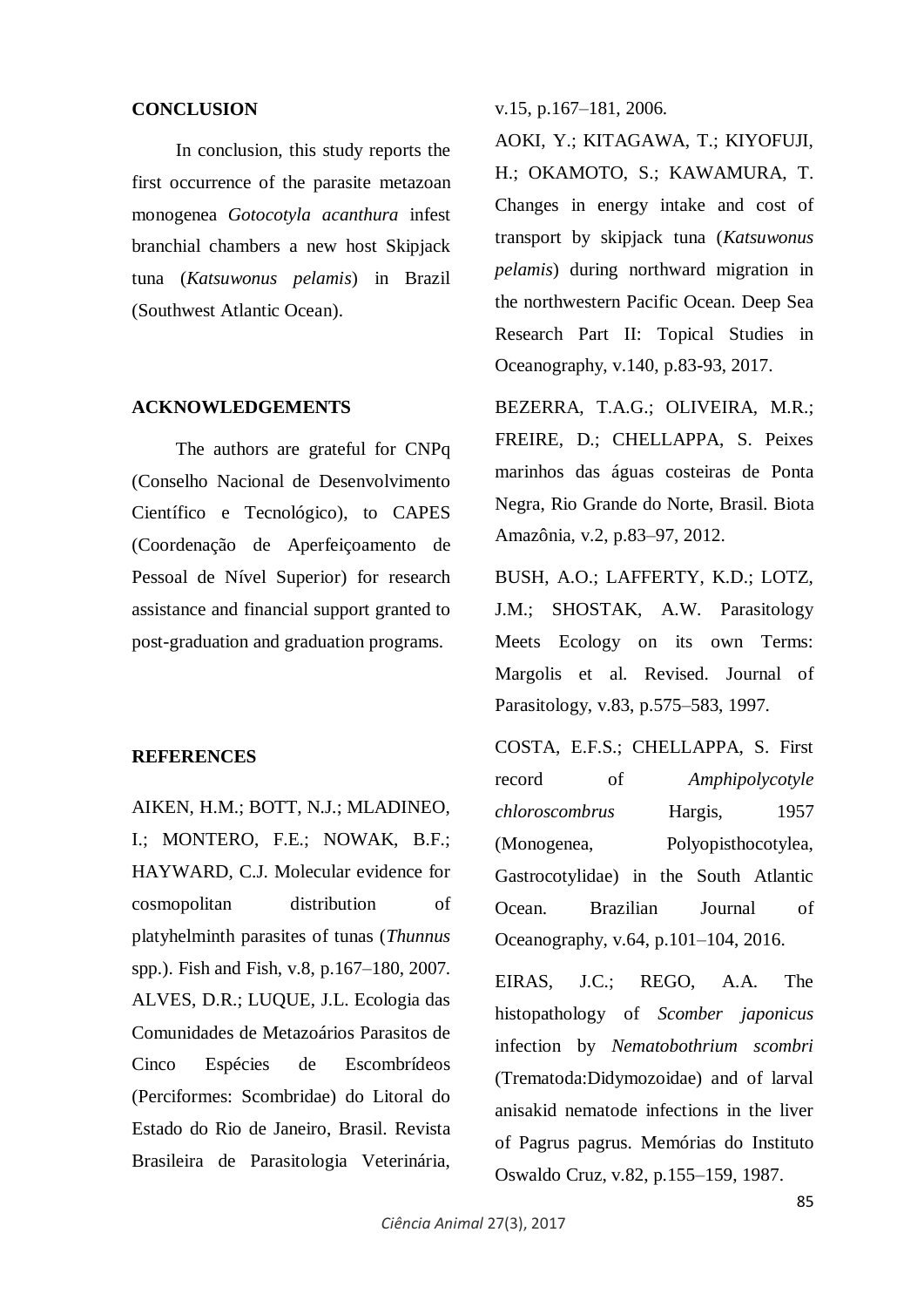## CONCLUSION

In conclusion, this study reports the first occurrence of the parasite metazoan monogenea *Gotocotyla acanthura* infest branchial chambers a new host Skipjack tuna (*Katsuwonus pelamis*) in Brazil (Southwest Atlantic Ocean).

## ACKNOWLEDGEMENTS

The authors are grateful for CNPq (Conselho Nacional de Desenvolvimento Científico e Tecnológico), to CAPES (Coordenação de Aperfeiçoamento de Pessoal de Nível Superior) for research assistance and financial support granted to post-graduation and graduation programs.

## REFERENCES

AIKEN, H.M.; BOTT, N.J.; MLADINEO, I.; MONTERO, F.E.; NOWAK, B.F.; HAYWARD, C.J. Molecular evidence for cosmopolitan distribution of platyhelminth parasites of tunas (*Thunnus* spp.). Fish and Fish, v.8, p.167–180, 2007.

ALVES, D.R.; LUQUE, J.L. Ecologia das Comunidades de Metazoários Parasitos de Cinco Espécies de Escombrídeos (Perciformes: Scombridae) do Litoral do Estado do Rio de Janeiro, Brasil. Revista Brasileira de Parasitologia Veterinária, v.15, p.167–181, 2006.

AOKI, Y.; KITAGAWA, T.; KIYOFUJI, H.; OKAMOTO, S.; KAWAMURA, T. Changes in energy intake and cost of transport by skipjack tuna (*Katsuwonus pelamis*) during northward migration in the northwestern Pacific Ocean. Deep Sea Research Part II: Topical Studies in Oceanography, v.140, p.83-93, 2017.

BEZERRA, T.A.G.; OLIVEIRA, M.R.; FREIRE, D.; CHELLAPPA, S. Peixes marinhos das águas costeiras de Ponta Negra, Rio Grande do Norte, Brasil. Biota Amazônia, v.2, p.83–97, 2012.

BUSH, A.O.; LAFFERTY, K.D.; LOTZ, J.M.; SHOSTAK, A.W. Parasitology Meets Ecology on its own Terms: Margolis et al. Revised. Journal of Parasitology, v.83, p.575–583, 1997.

COSTA, E.F.S.; CHELLAPPA, S. First record of *Amphipolycotyle chloroscombrus* Hargis, 1957 (Monogenea, Polyopisthocotylea, Gastrocotylidae) in the South Atlantic Ocean. Brazilian Journal of Oceanography, v.64, p.101–104, 2016.

EIRAS, J.C.; REGO, A.A. The histopathology of *Scomber japonicus* infection by *Nematobothrium scombri* (Trematoda:Didymozoidae) and of larval anisakid nematode infections in the liver of Pagrus pagrus. Memórias do Instituto Oswaldo Cruz, v.82, p.155–159, 1987.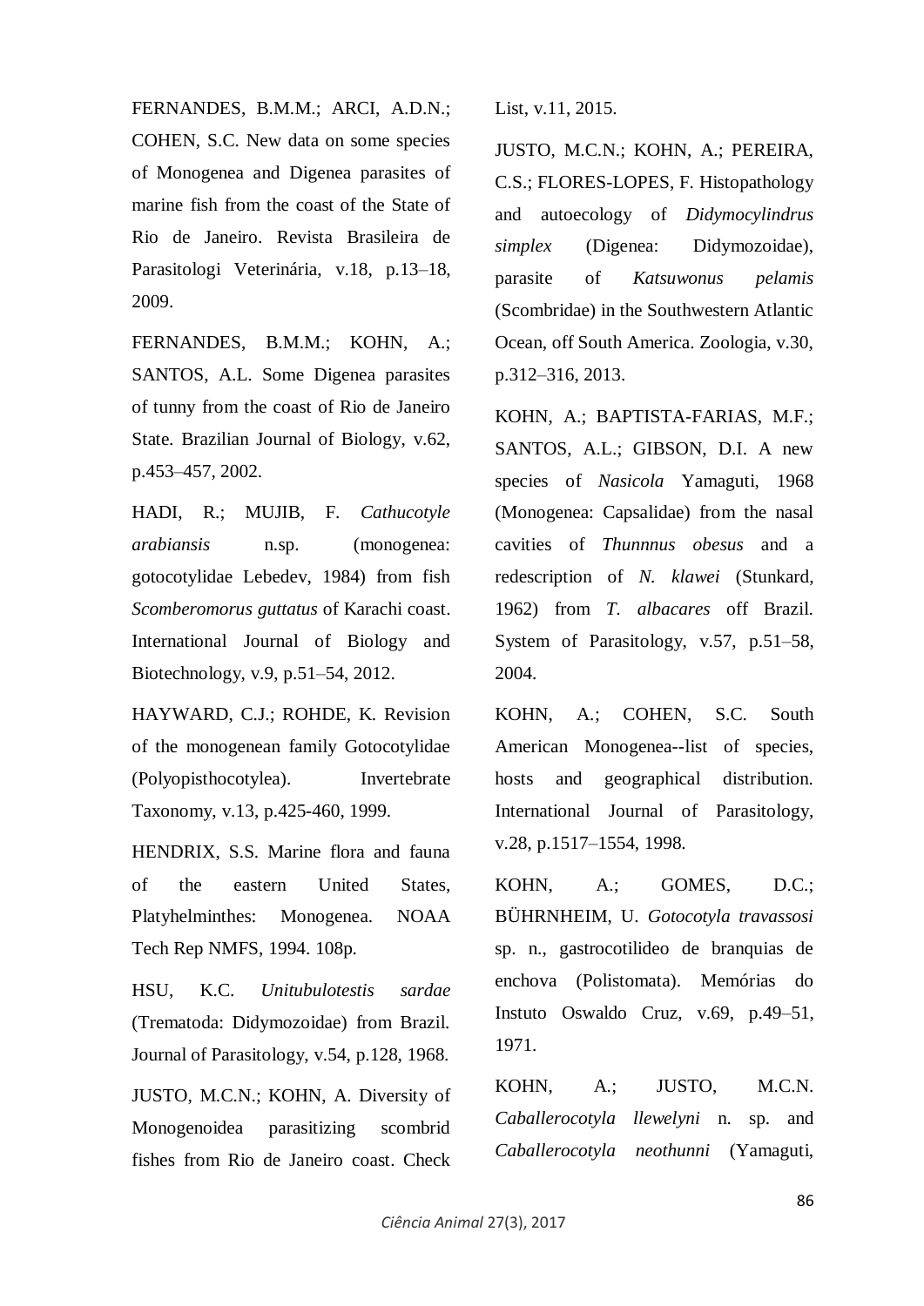FERNANDES, B.M.M.; ARCI, A.D.N.; COHEN, S.C. New data on some species of Monogenea and Digenea parasites of marine fish from the coast of the State of Rio de Janeiro. Revista Brasileira de Parasitologi Veterinária, v.18, p.13–18, 2009.

FERNANDES, B.M.M.; KOHN, A.; SANTOS, A.L. Some Digenea parasites of tunny from the coast of Rio de Janeiro State. Brazilian Journal of Biology, v.62, p.453–457, 2002.

HADI, R.; MUJIB, F. *Cathucotyle arabiansis* n.sp. (monogenea: gotocotylidae Lebedev, 1984) from fish *Scomberomorus guttatus* of Karachi coast. International Journal of Biology and Biotechnology, v.9, p.51–54, 2012.

HAYWARD, C.J.; ROHDE, K. Revision of the monogenean family Gotocotylidae (Polyopisthocotylea). Invertebrate Taxonomy, v.13, p.425-460, 1999.

HENDRIX, S.S. Marine flora and fauna of the eastern United States, Platyhelminthes: Monogenea. NOAA Tech Rep NMFS, 1994. 108p.

HSU, K.C. *Unitubulotestis sardae* (Trematoda: Didymozoidae) from Brazil. Journal of Parasitology, v.54, p.128, 1968.

JUSTO, M.C.N.; KOHN, A. Diversity of Monogenoidea parasitizing scombrid fishes from Rio de Janeiro coast. Check List, v.11, 2015.

JUSTO, M.C.N.; KOHN, A.; PEREIRA, C.S.; FLORES-LOPES, F. Histopathology and autoecology of *Didymocylindrus simplex* (Digenea: Didymozoidae), parasite of *Katsuwonus pelamis* (Scombridae) in the Southwestern Atlantic Ocean, off South America. Zoologia, v.30, p.312–316, 2013.

KOHN, A.; BAPTISTA-FARIAS, M.F.; SANTOS, A.L.; GIBSON, D.I. A new species of *Nasicola* Yamaguti, 1968 (Monogenea: Capsalidae) from the nasal cavities of *Thunnnus obesus* and a redescription of *N. klawei* (Stunkard, 1962) from *T. albacares* off Brazil. System of Parasitology, v.57, p.51–58, 2004.

KOHN, A.; COHEN, S.C. South American Monogenea--list of species, hosts and geographical distribution. International Journal of Parasitology, v.28, p.1517–1554, 1998.

KOHN, A.; GOMES, D.C.; BÜHRNHEIM, U. *Gotocotyla travassosi* sp. n., gastrocotilideo de branquias de enchova (Polistomata). Memórias do Instuto Oswaldo Cruz, v.69, p.49–51, 1971.

KOHN, A.; JUSTO, M.C.N. *Caballerocotyla llewelyni* n. sp. and *Caballerocotyla neothunni* (Yamaguti,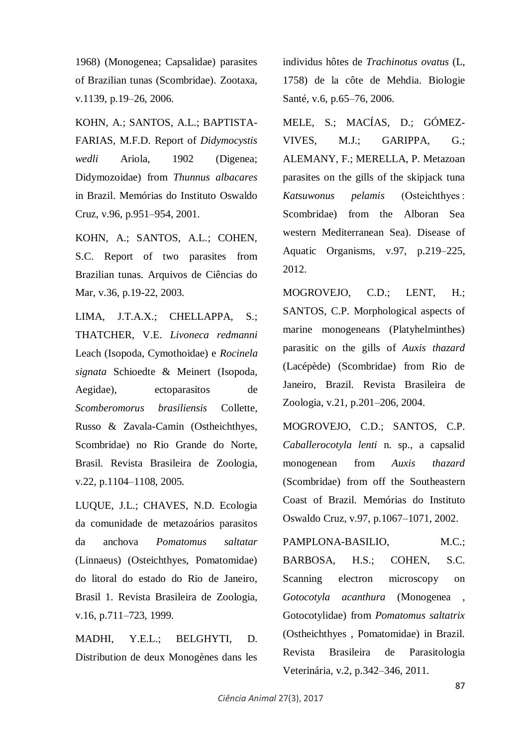1968) (Monogenea; Capsalidae) parasites of Brazilian tunas (Scombridae). Zootaxa, v.1139, p.19–26, 2006.

KOHN, A.; SANTOS, A.L.; BAPTISTA-FARIAS, M.F.D. Report of *Didymocystis wedli* Ariola, 1902 (Digenea; Didymozoidae) from *Thunnus albacares* in Brazil. Memórias do Instituto Oswaldo Cruz, v.96, p.951–954, 2001.

KOHN, A.; SANTOS, A.L.; COHEN, S.C. Report of two parasites from Brazilian tunas. Arquivos de Ciências do Mar, v.36, p.19-22, 2003.

LIMA, J.T.A.X.; CHELLAPPA, S.; THATCHER, V.E. *Livoneca redmanni* Leach (Isopoda, Cymothoidae) e *Rocinela signata* Schioedte & Meinert (Isopoda, Aegidae), ectoparasitos de *Scomberomorus brasiliensis* Collette, Russo & Zavala-Camin (Ostheichthyes, Scombridae) no Rio Grande do Norte, Brasil. Revista Brasileira de Zoologia, v.22, p.1104–1108, 2005.

LUQUE, J.L.; CHAVES, N.D. Ecologia da comunidade de metazoários parasitos da anchova *Pomatomus saltatar* (Linnaeus) (Osteichthyes, Pomatomidae) do litoral do estado do Rio de Janeiro, Brasil 1. Revista Brasileira de Zoologia, v.16, p.711–723, 1999.

MADHI, Y.E.L.; BELGHYTI, D. Distribution de deux Monogènes dans les individus hôtes de *Trachinotus ovatus* (L, 1758) de la côte de Mehdia. Biologie Santé, v.6, p.65–76, 2006.

MELE, S.; MACÍAS, D.; GÓMEZ-VIVES, M.J.; GARIPPA, G.; ALEMANY, F.; MERELLA, P. Metazoan parasites on the gills of the skipjack tuna *Katsuwonus pelamis* (Osteichthyes : Scombridae) from the Alboran Sea western Mediterranean Sea). Disease of Aquatic Organisms, v.97, p.219–225, 2012.

MOGROVEJO, C.D.; LENT, H.; SANTOS, C.P. Morphological aspects of marine monogeneans (Platyhelminthes) parasitic on the gills of *Auxis thazard* (Lacépède) (Scombridae) from Rio de Janeiro, Brazil. Revista Brasileira de Zoologia, v.21, p.201–206, 2004.

MOGROVEJO, C.D.; SANTOS, C.P. *Caballerocotyla lenti* n. sp., a capsalid monogenean from *Auxis thazard* (Scombridae) from off the Southeastern Coast of Brazil. Memórias do Instituto Oswaldo Cruz, v.97, p.1067–1071, 2002.

PAMPLONA-BASILIO, M.C.; BARBOSA, H.S.; COHEN, S.C. Scanning electron microscopy on *Gotocotyla acanthura* (Monogenea , Gotocotylidae) from *Pomatomus saltatrix* (Ostheichthyes , Pomatomidae) in Brazil. Revista Brasileira de Parasitologia Veterinária, v.2, p.342–346, 2011.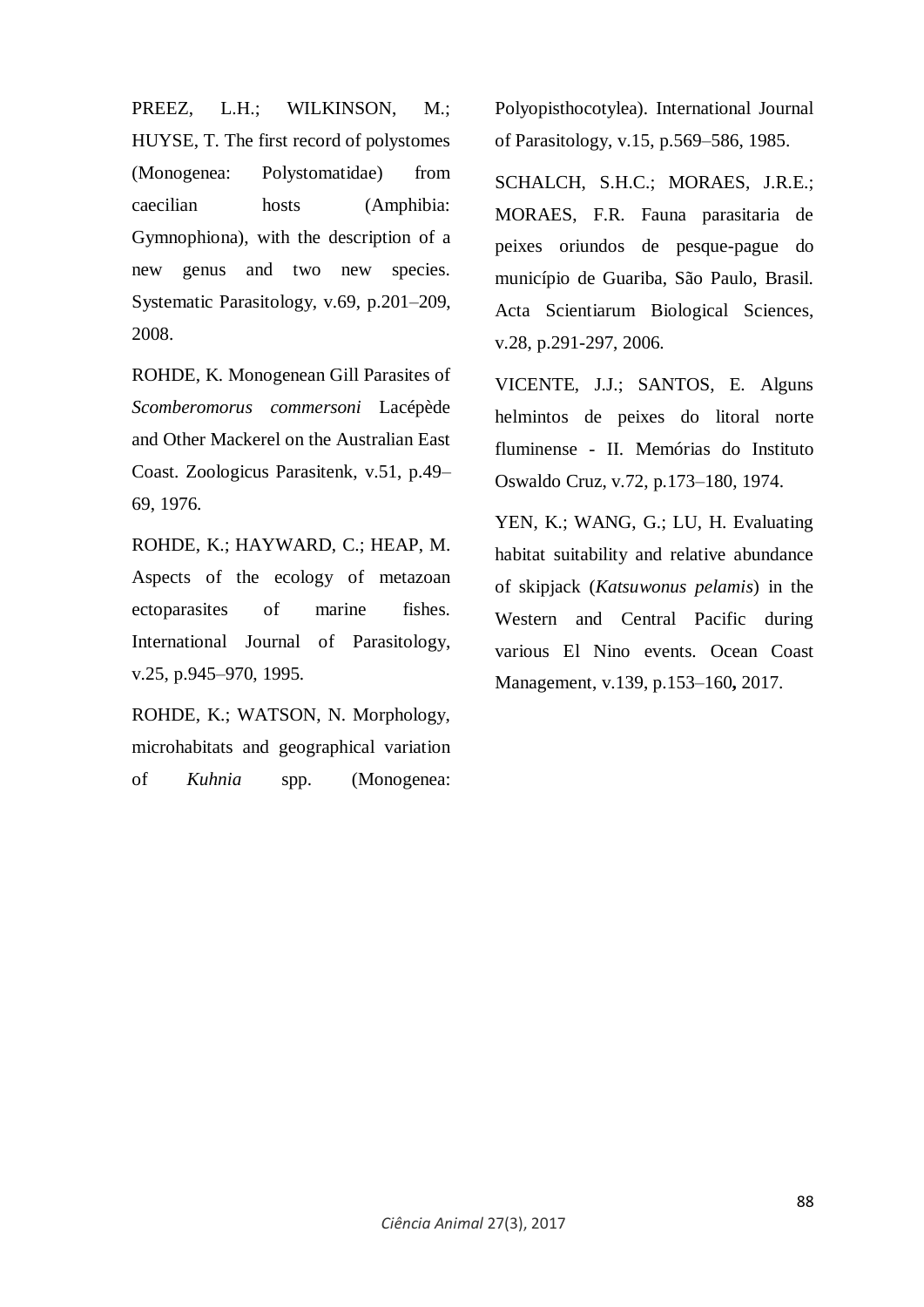PREEZ, L.H.; WILKINSON, M.; HUYSE, T. The first record of polystomes (Monogenea: Polystomatidae) from caecilian hosts (Amphibia: Gymnophiona), with the description of a new genus and two new species. Systematic Parasitology, v.69, p.201–209, 2008.

ROHDE, K. Monogenean Gill Parasites of *Scomberomorus commersoni* Lacépède and Other Mackerel on the Australian East Coast. Zoologicus Parasitenk, v.51, p.49–69, 1976.

ROHDE, K.; HAYWARD, C.; HEAP, M. Aspects of the ecology of metazoan ectoparasites of marine fishes. International Journal of Parasitology, v.25, p.945–970, 1995.

ROHDE, K.; WATSON, N. Morphology, microhabitats and geographical variation of *Kuhnia* spp. (Monogenea: Polyopisthocotylea). International Journal of Parasitology, v.15, p.569–586, 1985.

SCHALCH, S.H.C.; MORAES, J.R.E.; MORAES, F.R. Fauna parasitaria de peixes oriundos de pesque-pague do município de Guariba, São Paulo, Brasil. Acta Scientiarum Biological Sciences, v.28, p.291-297, 2006.

VICENTE, J.J.; SANTOS, E. Alguns helmintos de peixes do litoral norte fluminense - II. Memórias do Instituto Oswaldo Cruz, v.72, p.173–180, 1974.

YEN, K.; WANG, G.; LU, H. Evaluating habitat suitability and relative abundance of skipjack (*Katsuwonus pelamis*) in the Western and Central Pacific during various El Nino events. Ocean Coast Management, v.139, p.153–160**,** 2017.